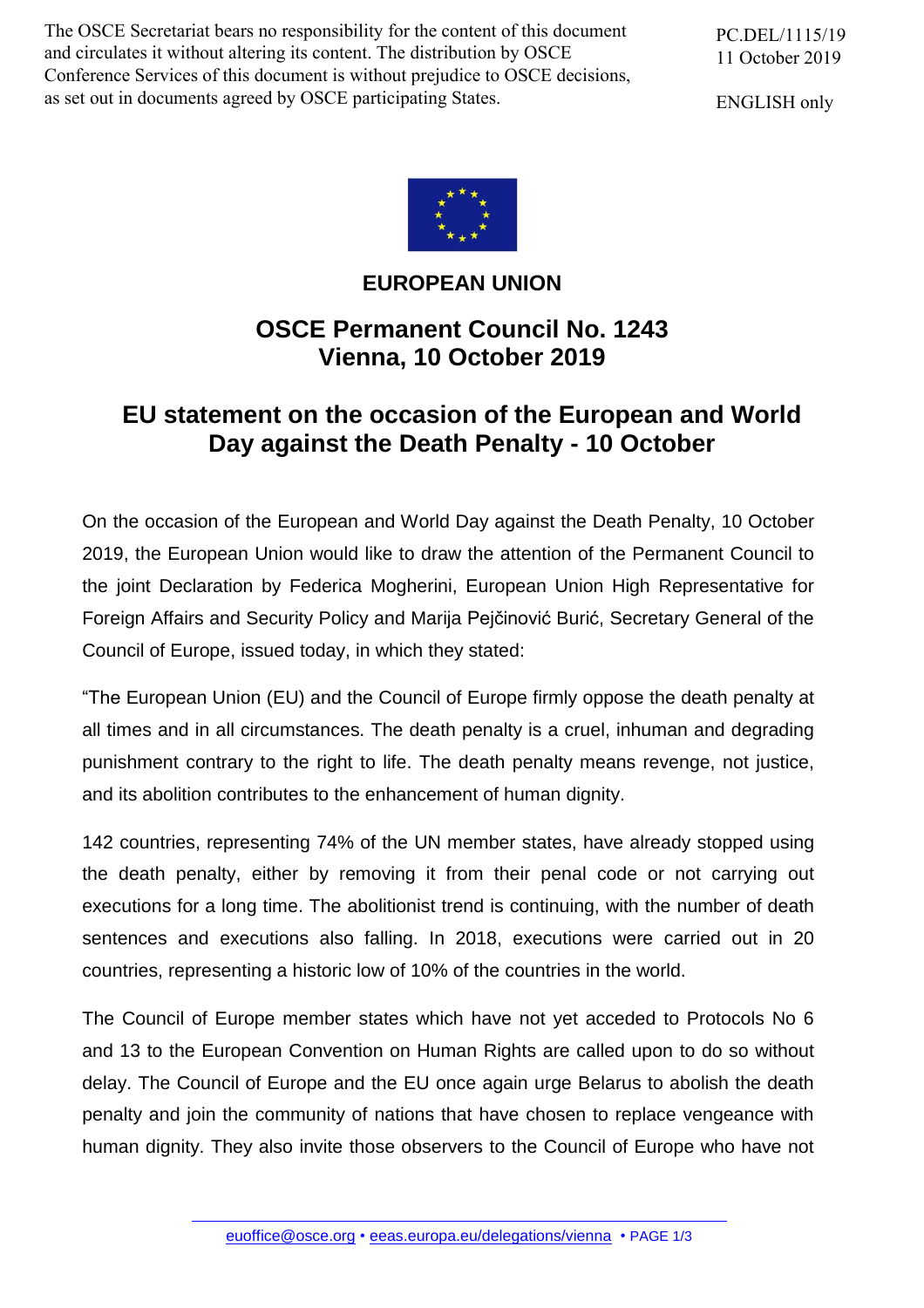The OSCE Secretariat bears no responsibility for the content of this document and circulates it without altering its content. The distribution by OSCE Conference Services of this document is without prejudice to OSCE decisions, as set out in documents agreed by OSCE participating States.

PC.DEL/1115/19
11 October 2019

ENGLISH only

**EUROPEAN UNION**

## OSCE Permanent Council No. 1243
## Vienna, 10 October 2019

# EU statement on the occasion of the European and World Day against the Death Penalty - 10 October

On the occasion of the European and World Day against the Death Penalty, 10 October 2019, the European Union would like to draw the attention of the Permanent Council to the joint Declaration by Federica Mogherini, European Union High Representative for Foreign Affairs and Security Policy and Marija Pejčinović Burić, Secretary General of the Council of Europe, issued today, in which they stated:

"The European Union (EU) and the Council of Europe firmly oppose the death penalty at all times and in all circumstances. The death penalty is a cruel, inhuman and degrading punishment contrary to the right to life. The death penalty means revenge, not justice, and its abolition contributes to the enhancement of human dignity.

142 countries, representing 74% of the UN member states, have already stopped using the death penalty, either by removing it from their penal code or not carrying out executions for a long time. The abolitionist trend is continuing, with the number of death sentences and executions also falling. In 2018, executions were carried out in 20 countries, representing a historic low of 10% of the countries in the world.

The Council of Europe member states which have not yet acceded to Protocols No 6 and 13 to the European Convention on Human Rights are called upon to do so without delay. The Council of Europe and the EU once again urge Belarus to abolish the death penalty and join the community of nations that have chosen to replace vengeance with human dignity. They also invite those observers to the Council of Europe who have not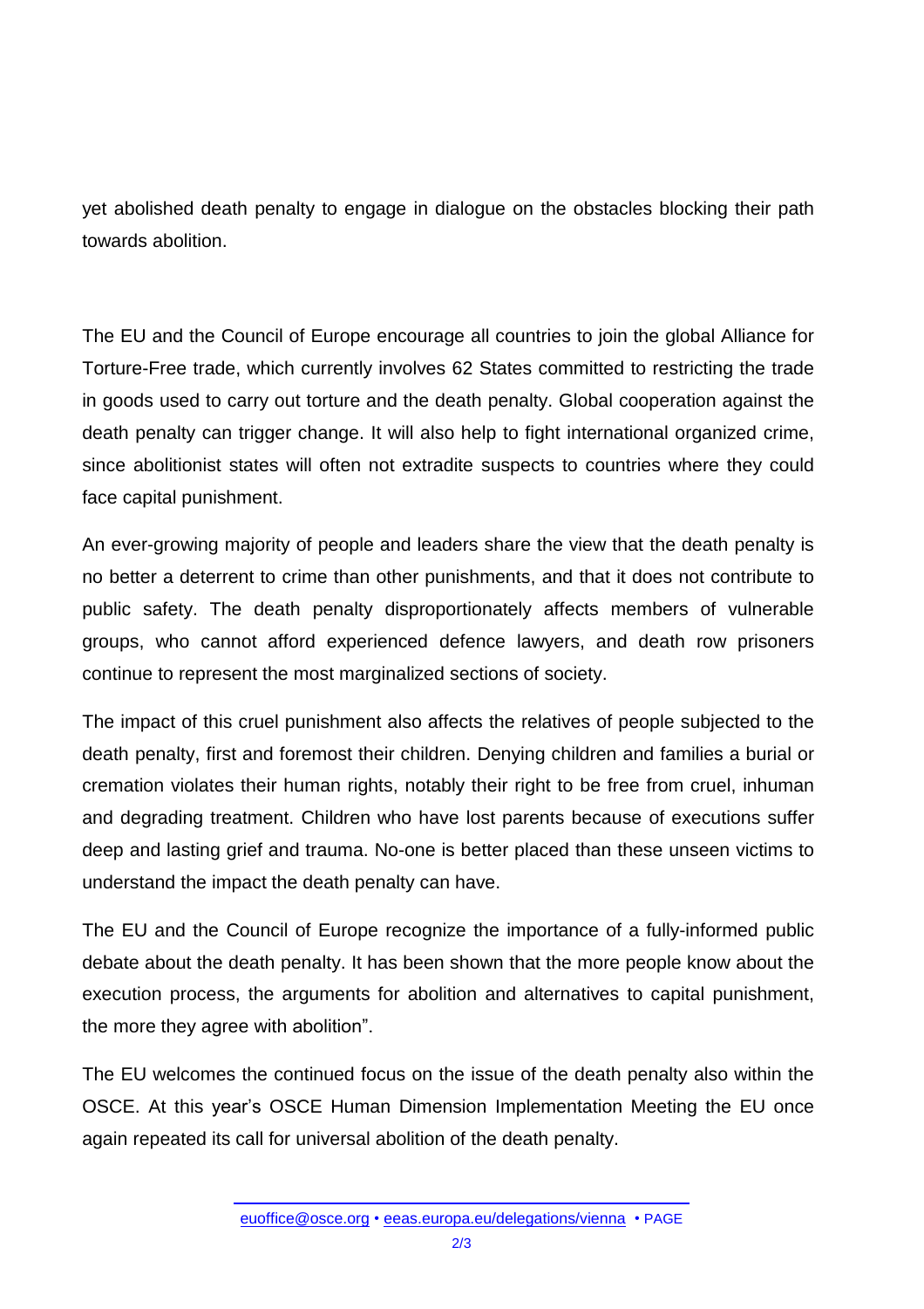yet abolished death penalty to engage in dialogue on the obstacles blocking their path towards abolition.

The EU and the Council of Europe encourage all countries to join the global Alliance for Torture-Free trade, which currently involves 62 States committed to restricting the trade in goods used to carry out torture and the death penalty. Global cooperation against the death penalty can trigger change. It will also help to fight international organized crime, since abolitionist states will often not extradite suspects to countries where they could face capital punishment.

An ever-growing majority of people and leaders share the view that the death penalty is no better a deterrent to crime than other punishments, and that it does not contribute to public safety. The death penalty disproportionately affects members of vulnerable groups, who cannot afford experienced defence lawyers, and death row prisoners continue to represent the most marginalized sections of society.

The impact of this cruel punishment also affects the relatives of people subjected to the death penalty, first and foremost their children. Denying children and families a burial or cremation violates their human rights, notably their right to be free from cruel, inhuman and degrading treatment. Children who have lost parents because of executions suffer deep and lasting grief and trauma. No-one is better placed than these unseen victims to understand the impact the death penalty can have.

The EU and the Council of Europe recognize the importance of a fully-informed public debate about the death penalty. It has been shown that the more people know about the execution process, the arguments for abolition and alternatives to capital punishment, the more they agree with abolition".

The EU welcomes the continued focus on the issue of the death penalty also within the OSCE. At this year's OSCE Human Dimension Implementation Meeting the EU once again repeated its call for universal abolition of the death penalty.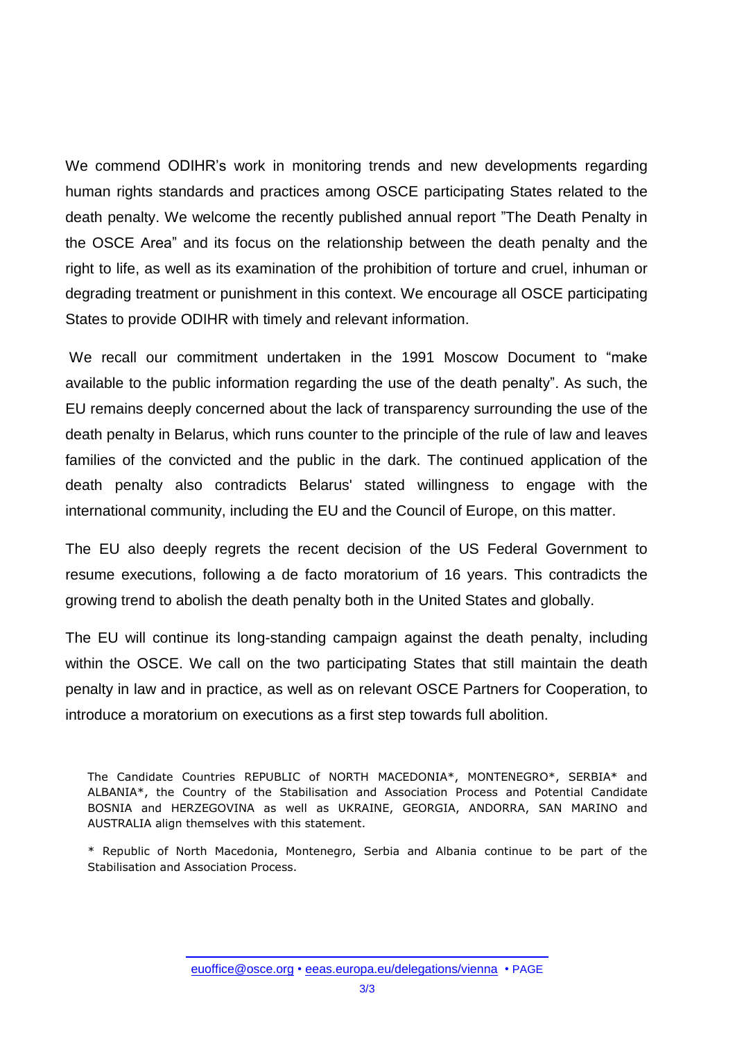We commend ODIHR's work in monitoring trends and new developments regarding human rights standards and practices among OSCE participating States related to the death penalty. We welcome the recently published annual report "The Death Penalty in the OSCE Area" and its focus on the relationship between the death penalty and the right to life, as well as its examination of the prohibition of torture and cruel, inhuman or degrading treatment or punishment in this context. We encourage all OSCE participating States to provide ODIHR with timely and relevant information.

We recall our commitment undertaken in the 1991 Moscow Document to "make available to the public information regarding the use of the death penalty". As such, the EU remains deeply concerned about the lack of transparency surrounding the use of the death penalty in Belarus, which runs counter to the principle of the rule of law and leaves families of the convicted and the public in the dark. The continued application of the death penalty also contradicts Belarus' stated willingness to engage with the international community, including the EU and the Council of Europe, on this matter.

The EU also deeply regrets the recent decision of the US Federal Government to resume executions, following a de facto moratorium of 16 years. This contradicts the growing trend to abolish the death penalty both in the United States and globally.

The EU will continue its long-standing campaign against the death penalty, including within the OSCE. We call on the two participating States that still maintain the death penalty in law and in practice, as well as on relevant OSCE Partners for Cooperation, to introduce a moratorium on executions as a first step towards full abolition.

The Candidate Countries REPUBLIC of NORTH MACEDONIA*, MONTENEGRO*, SERBIA* and ALBANIA*, the Country of the Stabilisation and Association Process and Potential Candidate BOSNIA and HERZEGOVINA as well as UKRAINE, GEORGIA, ANDORRA, SAN MARINO and AUSTRALIA align themselves with this statement.

* Republic of North Macedonia, Montenegro, Serbia and Albania continue to be part of the Stabilisation and Association Process.

euoffice@osce.org • eeas.europa.eu/delegations/vienna